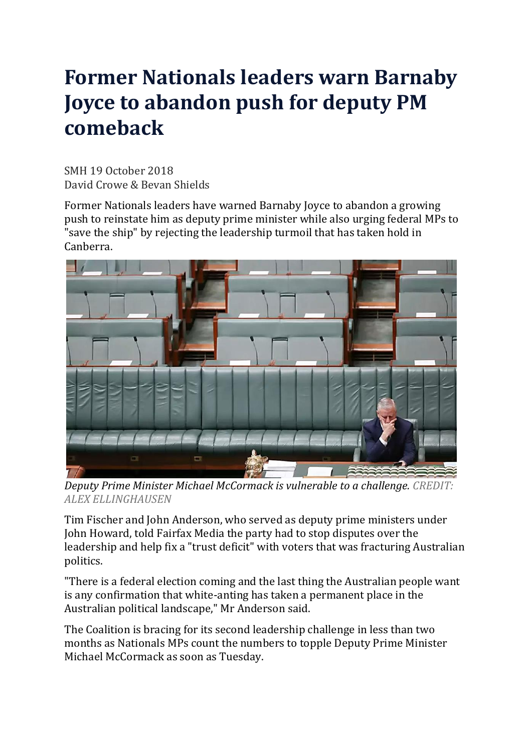# Former Nationals leaders warn Barnaby Joyce to abandon push for deputy PM comeback

SMH 19 October 2018
David Crowe & Bevan Shields

Former Nationals leaders have warned Barnaby Joyce to abandon a growing push to reinstate him as deputy prime minister while also urging federal MPs to "save the ship" by rejecting the leadership turmoil that has taken hold in Canberra.

*Deputy Prime Minister Michael McCormack is vulnerable to a challenge. CREDIT: ALEX ELLINGHAUSEN*

Tim Fischer and John Anderson, who served as deputy prime ministers under John Howard, told Fairfax Media the party had to stop disputes over the leadership and help fix a "trust deficit" with voters that was fracturing Australian politics.

"There is a federal election coming and the last thing the Australian people want is any confirmation that white-anting has taken a permanent place in the Australian political landscape," Mr Anderson said.

The Coalition is bracing for its second leadership challenge in less than two months as Nationals MPs count the numbers to topple Deputy Prime Minister Michael McCormack as soon as Tuesday.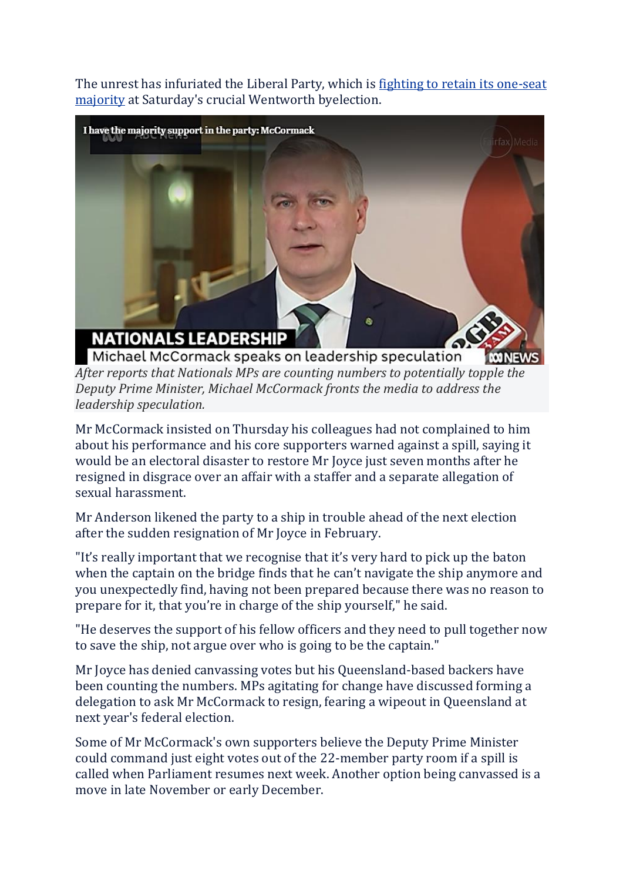The unrest has infuriated the Liberal Party, which is [fighting to retain its one-seat majority] at Saturday's crucial Wentworth byelection.

*After reports that Nationals MPs are counting numbers to potentially topple the Deputy Prime Minister, Michael McCormack fronts the media to address the leadership speculation.*

Mr McCormack insisted on Thursday his colleagues had not complained to him about his performance and his core supporters warned against a spill, saying it would be an electoral disaster to restore Mr Joyce just seven months after he resigned in disgrace over an affair with a staffer and a separate allegation of sexual harassment.

Mr Anderson likened the party to a ship in trouble ahead of the next election after the sudden resignation of Mr Joyce in February.

"It's really important that we recognise that it's very hard to pick up the baton when the captain on the bridge finds that he can't navigate the ship anymore and you unexpectedly find, having not been prepared because there was no reason to prepare for it, that you're in charge of the ship yourself," he said.

"He deserves the support of his fellow officers and they need to pull together now to save the ship, not argue over who is going to be the captain."

Mr Joyce has denied canvassing votes but his Queensland-based backers have been counting the numbers. MPs agitating for change have discussed forming a delegation to ask Mr McCormack to resign, fearing a wipeout in Queensland at next year's federal election.

Some of Mr McCormack's own supporters believe the Deputy Prime Minister could command just eight votes out of the 22-member party room if a spill is called when Parliament resumes next week. Another option being canvassed is a move in late November or early December.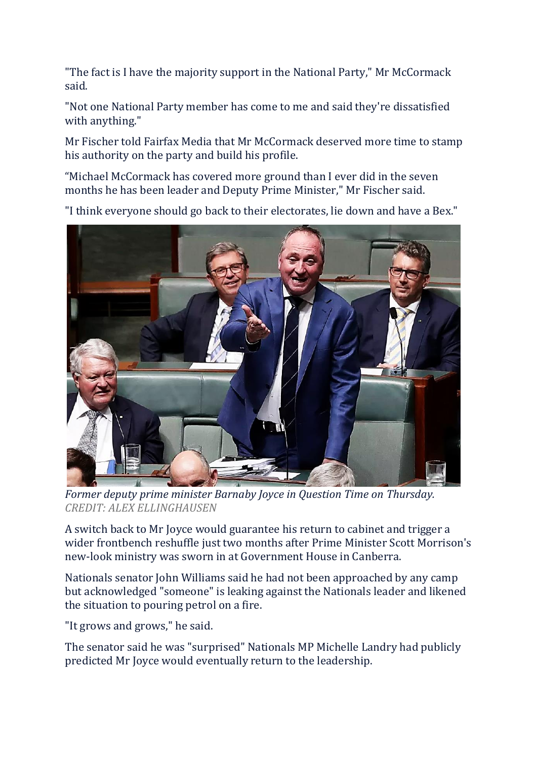"The fact is I have the majority support in the National Party," Mr McCormack said.

"Not one National Party member has come to me and said they're dissatisfied with anything."

Mr Fischer told Fairfax Media that Mr McCormack deserved more time to stamp his authority on the party and build his profile.

"Michael McCormack has covered more ground than I ever did in the seven months he has been leader and Deputy Prime Minister," Mr Fischer said.

"I think everyone should go back to their electorates, lie down and have a Bex."

*Former deputy prime minister Barnaby Joyce in Question Time on Thursday.*
*CREDIT: ALEX ELLINGHAUSEN*

A switch back to Mr Joyce would guarantee his return to cabinet and trigger a wider frontbench reshuffle just two months after Prime Minister Scott Morrison's new-look ministry was sworn in at Government House in Canberra.

Nationals senator John Williams said he had not been approached by any camp but acknowledged "someone" is leaking against the Nationals leader and likened the situation to pouring petrol on a fire.

"It grows and grows," he said.

The senator said he was "surprised" Nationals MP Michelle Landry had publicly predicted Mr Joyce would eventually return to the leadership.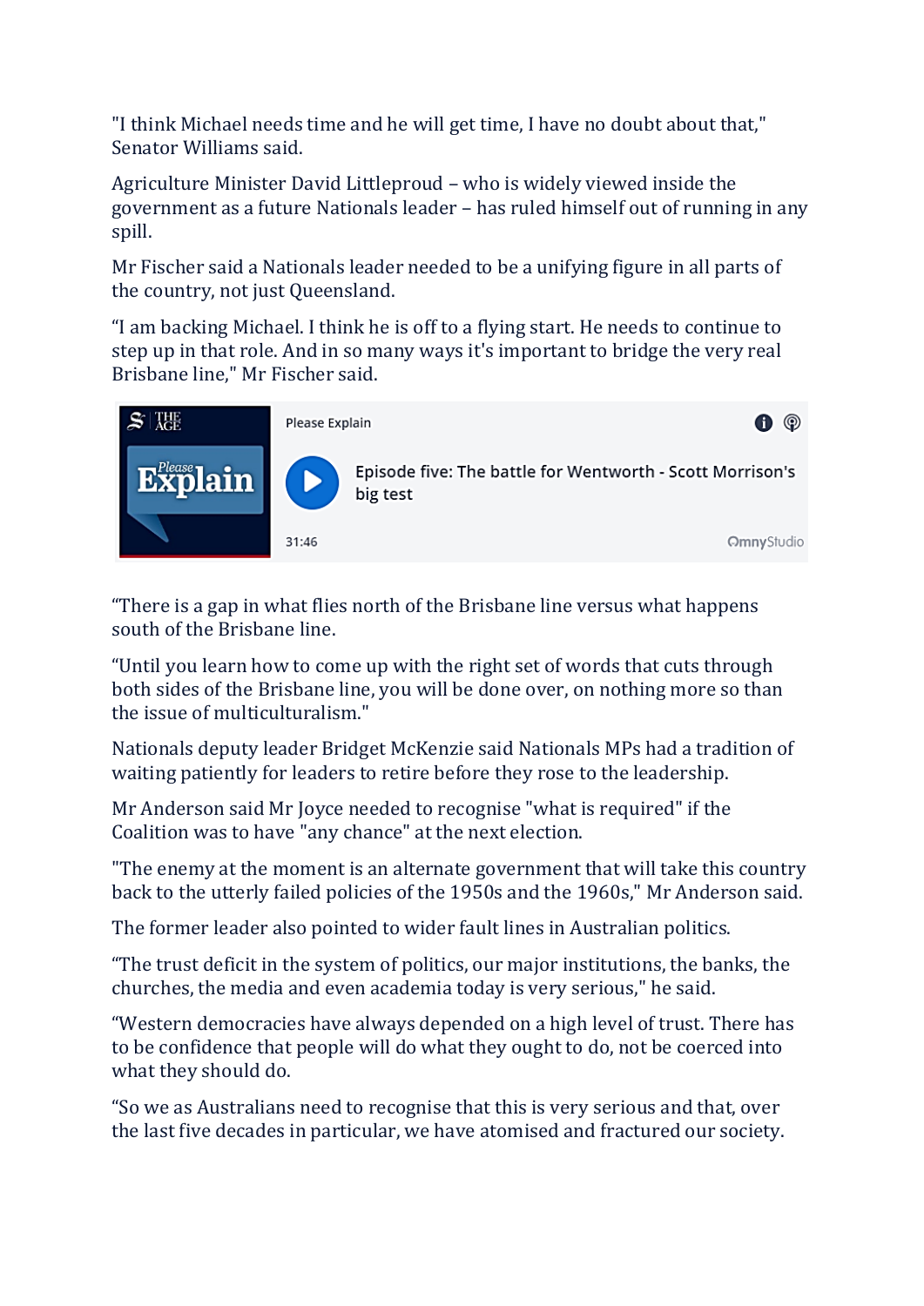"I think Michael needs time and he will get time, I have no doubt about that," Senator Williams said.

Agriculture Minister David Littleproud – who is widely viewed inside the government as a future Nationals leader – has ruled himself out of running in any spill.

Mr Fischer said a Nationals leader needed to be a unifying figure in all parts of the country, not just Queensland.

"I am backing Michael. I think he is off to a flying start. He needs to continue to step up in that role. And in so many ways it's important to bridge the very real Brisbane line," Mr Fischer said.

Please Explain

Episode five: The battle for Wentworth - Scott Morrison's big test

31:46

"There is a gap in what flies north of the Brisbane line versus what happens south of the Brisbane line.

"Until you learn how to come up with the right set of words that cuts through both sides of the Brisbane line, you will be done over, on nothing more so than the issue of multiculturalism."

Nationals deputy leader Bridget McKenzie said Nationals MPs had a tradition of waiting patiently for leaders to retire before they rose to the leadership.

Mr Anderson said Mr Joyce needed to recognise "what is required" if the Coalition was to have "any chance" at the next election.

"The enemy at the moment is an alternate government that will take this country back to the utterly failed policies of the 1950s and the 1960s," Mr Anderson said.

The former leader also pointed to wider fault lines in Australian politics.

"The trust deficit in the system of politics, our major institutions, the banks, the churches, the media and even academia today is very serious," he said.

"Western democracies have always depended on a high level of trust. There has to be confidence that people will do what they ought to do, not be coerced into what they should do.

"So we as Australians need to recognise that this is very serious and that, over the last five decades in particular, we have atomised and fractured our society.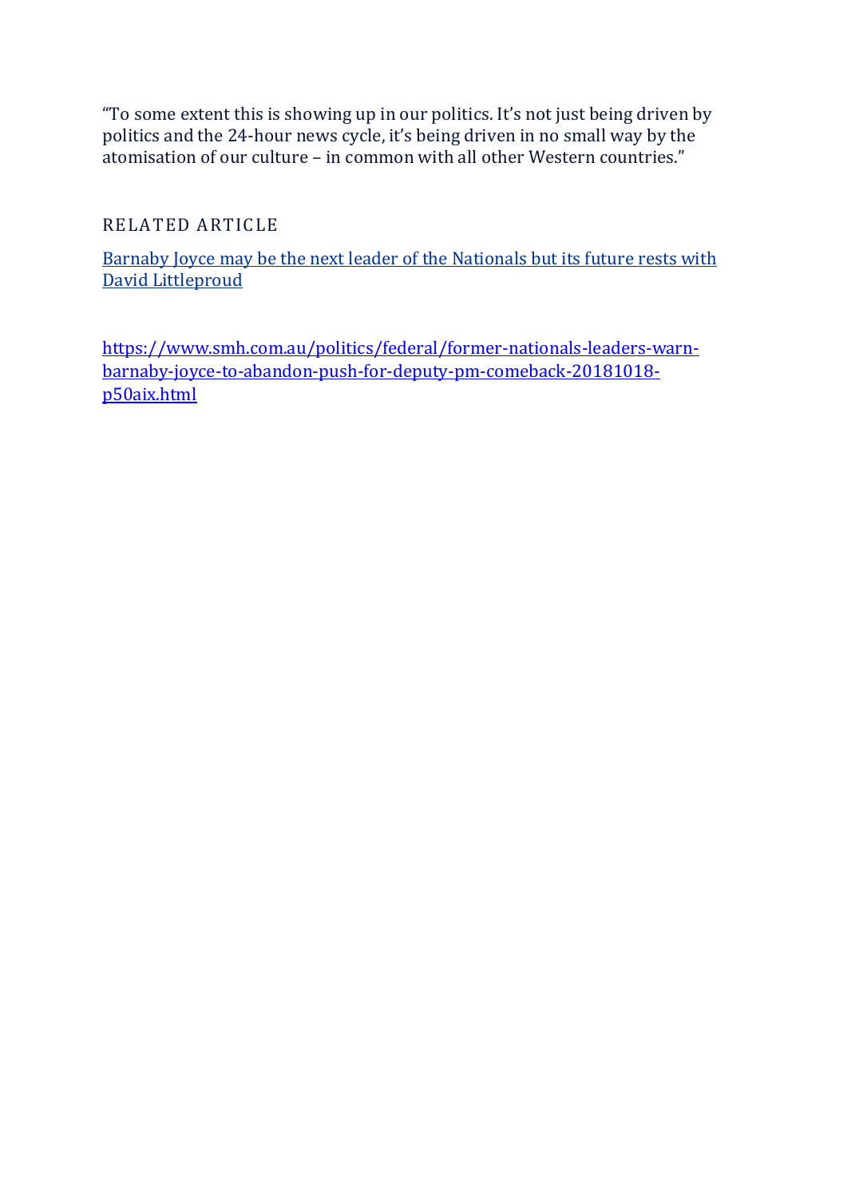"To some extent this is showing up in our politics. It's not just being driven by politics and the 24-hour news cycle, it's being driven in no small way by the atomisation of our culture – in common with all other Western countries."

RELATED ARTICLE

[Barnaby Joyce may be the next leader of the Nationals but its future rests with David Littleproud]()

[https://www.smh.com.au/politics/federal/former-nationals-leaders-warn-barnaby-joyce-to-abandon-push-for-deputy-pm-comeback-20181018-p50aix.html](https://www.smh.com.au/politics/federal/former-nationals-leaders-warn-barnaby-joyce-to-abandon-push-for-deputy-pm-comeback-20181018-p50aix.html)